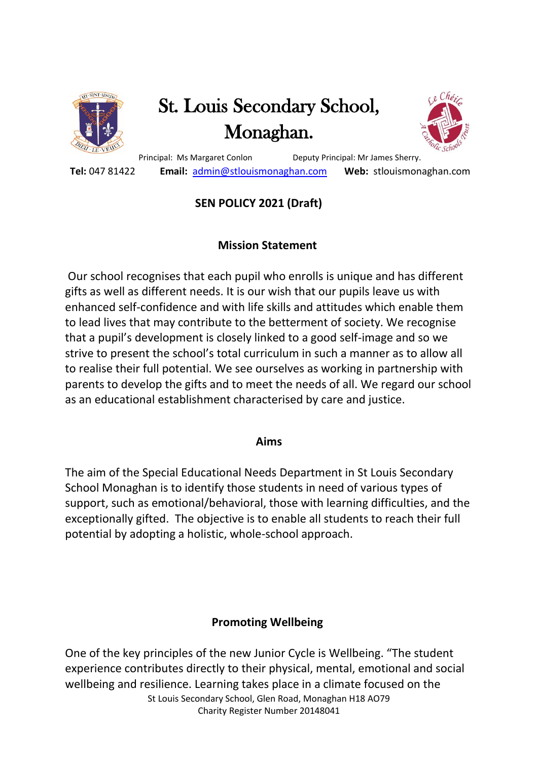# St. Louis Secondary School, Monaghan.

Principal: Ms Margaret Conlon Deputy Principal: Mr James Sherry.

**Tel:** 047 81422 **Email:** admin@stlouismonaghan.com **Web:** stlouismonaghan.com

## SEN POLICY 2021 (Draft)

### Mission Statement

Our school recognises that each pupil who enrolls is unique and has different gifts as well as different needs. It is our wish that our pupils leave us with enhanced self-confidence and with life skills and attitudes which enable them to lead lives that may contribute to the betterment of society. We recognise that a pupil's development is closely linked to a good self-image and so we strive to present the school's total curriculum in such a manner as to allow all to realise their full potential. We see ourselves as working in partnership with parents to develop the gifts and to meet the needs of all. We regard our school as an educational establishment characterised by care and justice.

### Aims

The aim of the Special Educational Needs Department in St Louis Secondary School Monaghan is to identify those students in need of various types of support, such as emotional/behavioral, those with learning difficulties, and the exceptionally gifted. The objective is to enable all students to reach their full potential by adopting a holistic, whole-school approach.

### Promoting Wellbeing

One of the key principles of the new Junior Cycle is Wellbeing. "The student experience contributes directly to their physical, mental, emotional and social wellbeing and resilience. Learning takes place in a climate focused on the

St Louis Secondary School, Glen Road, Monaghan H18 AO79
Charity Register Number 20148041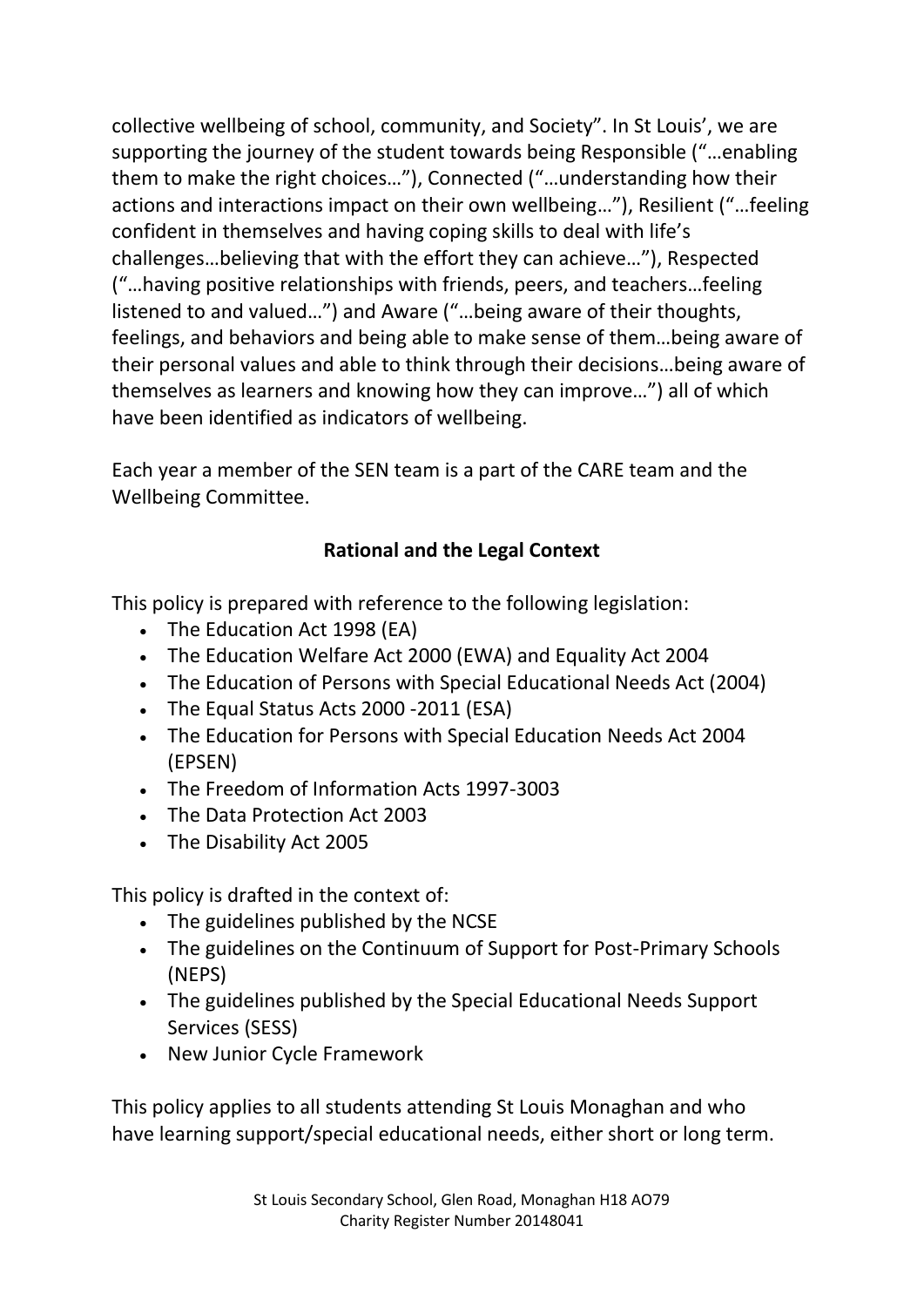collective wellbeing of school, community, and Society". In St Louis', we are supporting the journey of the student towards being Responsible ("…enabling them to make the right choices…"), Connected ("…understanding how their actions and interactions impact on their own wellbeing…"), Resilient ("…feeling confident in themselves and having coping skills to deal with life's challenges…believing that with the effort they can achieve…"), Respected ("…having positive relationships with friends, peers, and teachers…feeling listened to and valued…") and Aware ("…being aware of their thoughts, feelings, and behaviors and being able to make sense of them…being aware of their personal values and able to think through their decisions…being aware of themselves as learners and knowing how they can improve…") all of which have been identified as indicators of wellbeing.

Each year a member of the SEN team is a part of the CARE team and the Wellbeing Committee.

## Rational and the Legal Context

This policy is prepared with reference to the following legislation:

- The Education Act 1998 (EA)
- The Education Welfare Act 2000 (EWA) and Equality Act 2004
- The Education of Persons with Special Educational Needs Act (2004)
- The Equal Status Acts 2000 -2011 (ESA)
- The Education for Persons with Special Education Needs Act 2004 (EPSEN)
- The Freedom of Information Acts 1997-3003
- The Data Protection Act 2003
- The Disability Act 2005

This policy is drafted in the context of:

- The guidelines published by the NCSE
- The guidelines on the Continuum of Support for Post-Primary Schools (NEPS)
- The guidelines published by the Special Educational Needs Support Services (SESS)
- New Junior Cycle Framework

This policy applies to all students attending St Louis Monaghan and who have learning support/special educational needs, either short or long term.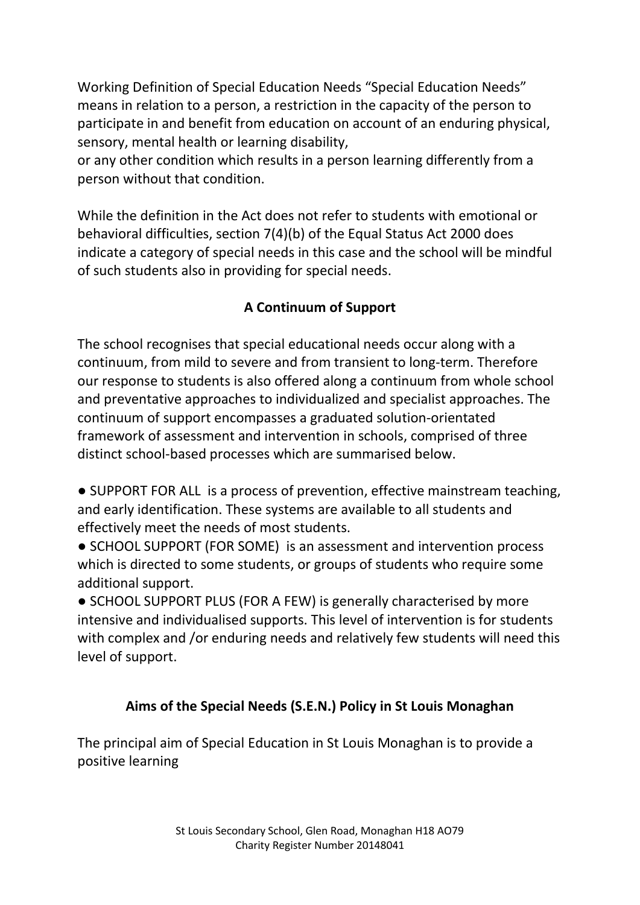Working Definition of Special Education Needs "Special Education Needs" means in relation to a person, a restriction in the capacity of the person to participate in and benefit from education on account of an enduring physical, sensory, mental health or learning disability,
or any other condition which results in a person learning differently from a person without that condition.

While the definition in the Act does not refer to students with emotional or behavioral difficulties, section 7(4)(b) of the Equal Status Act 2000 does indicate a category of special needs in this case and the school will be mindful of such students also in providing for special needs.

## A Continuum of Support

The school recognises that special educational needs occur along with a continuum, from mild to severe and from transient to long-term. Therefore our response to students is also offered along a continuum from whole school and preventative approaches to individualized and specialist approaches. The continuum of support encompasses a graduated solution-orientated framework of assessment and intervention in schools, comprised of three distinct school-based processes which are summarised below.

- SUPPORT FOR ALL is a process of prevention, effective mainstream teaching, and early identification. These systems are available to all students and effectively meet the needs of most students.
- SCHOOL SUPPORT (FOR SOME) is an assessment and intervention process which is directed to some students, or groups of students who require some additional support.
- SCHOOL SUPPORT PLUS (FOR A FEW) is generally characterised by more intensive and individualised supports. This level of intervention is for students with complex and /or enduring needs and relatively few students will need this level of support.

## Aims of the Special Needs (S.E.N.) Policy in St Louis Monaghan

The principal aim of Special Education in St Louis Monaghan is to provide a positive learning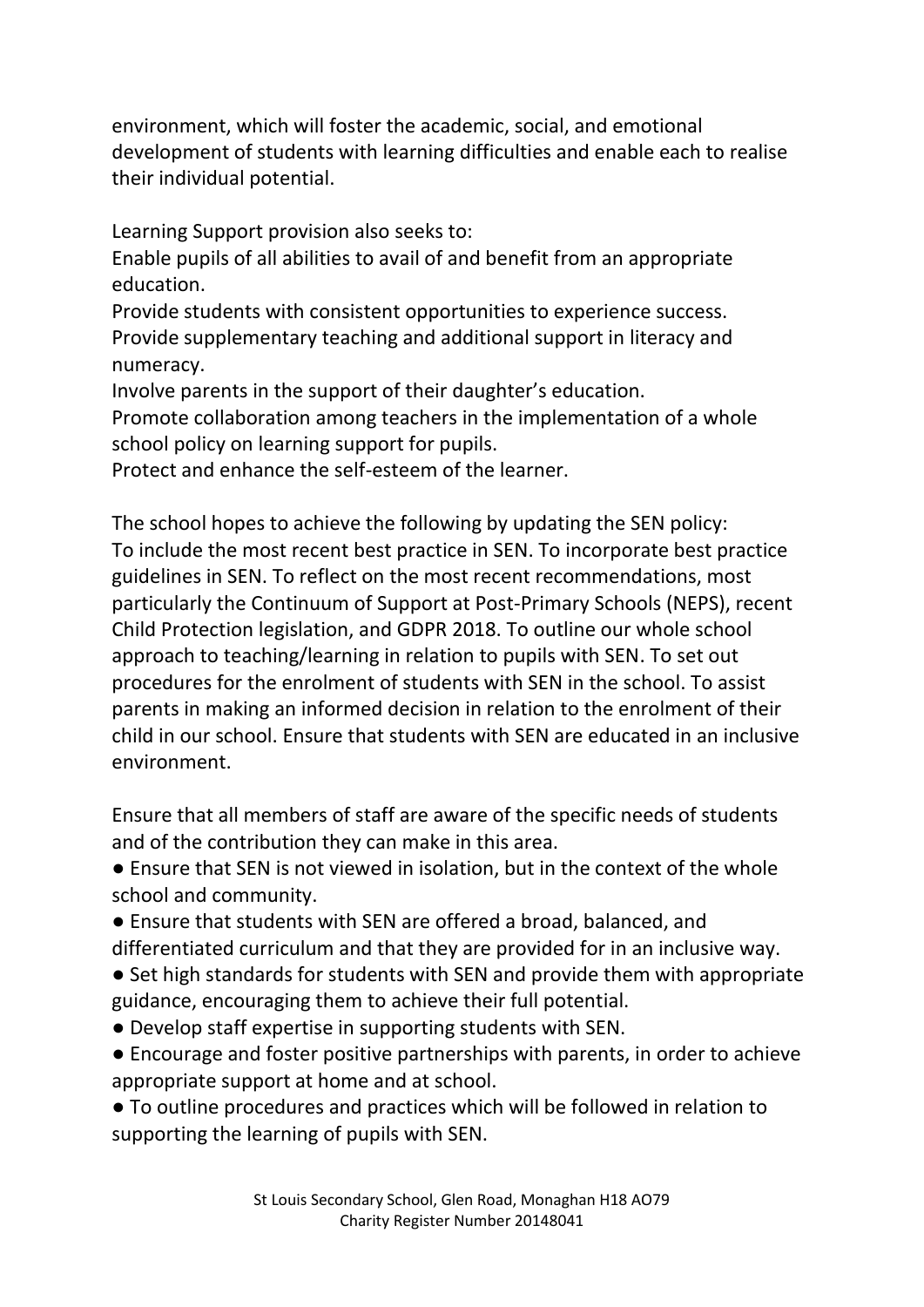environment, which will foster the academic, social, and emotional development of students with learning difficulties and enable each to realise their individual potential.

Learning Support provision also seeks to:
Enable pupils of all abilities to avail of and benefit from an appropriate education.
Provide students with consistent opportunities to experience success.
Provide supplementary teaching and additional support in literacy and numeracy.
Involve parents in the support of their daughter's education.
Promote collaboration among teachers in the implementation of a whole school policy on learning support for pupils.
Protect and enhance the self-esteem of the learner.

The school hopes to achieve the following by updating the SEN policy:
To include the most recent best practice in SEN. To incorporate best practice guidelines in SEN. To reflect on the most recent recommendations, most particularly the Continuum of Support at Post-Primary Schools (NEPS), recent Child Protection legislation, and GDPR 2018. To outline our whole school approach to teaching/learning in relation to pupils with SEN. To set out procedures for the enrolment of students with SEN in the school. To assist parents in making an informed decision in relation to the enrolment of their child in our school. Ensure that students with SEN are educated in an inclusive environment.

Ensure that all members of staff are aware of the specific needs of students and of the contribution they can make in this area.

- Ensure that SEN is not viewed in isolation, but in the context of the whole school and community.
- Ensure that students with SEN are offered a broad, balanced, and differentiated curriculum and that they are provided for in an inclusive way.
- Set high standards for students with SEN and provide them with appropriate guidance, encouraging them to achieve their full potential.
- Develop staff expertise in supporting students with SEN.
- Encourage and foster positive partnerships with parents, in order to achieve appropriate support at home and at school.
- To outline procedures and practices which will be followed in relation to supporting the learning of pupils with SEN.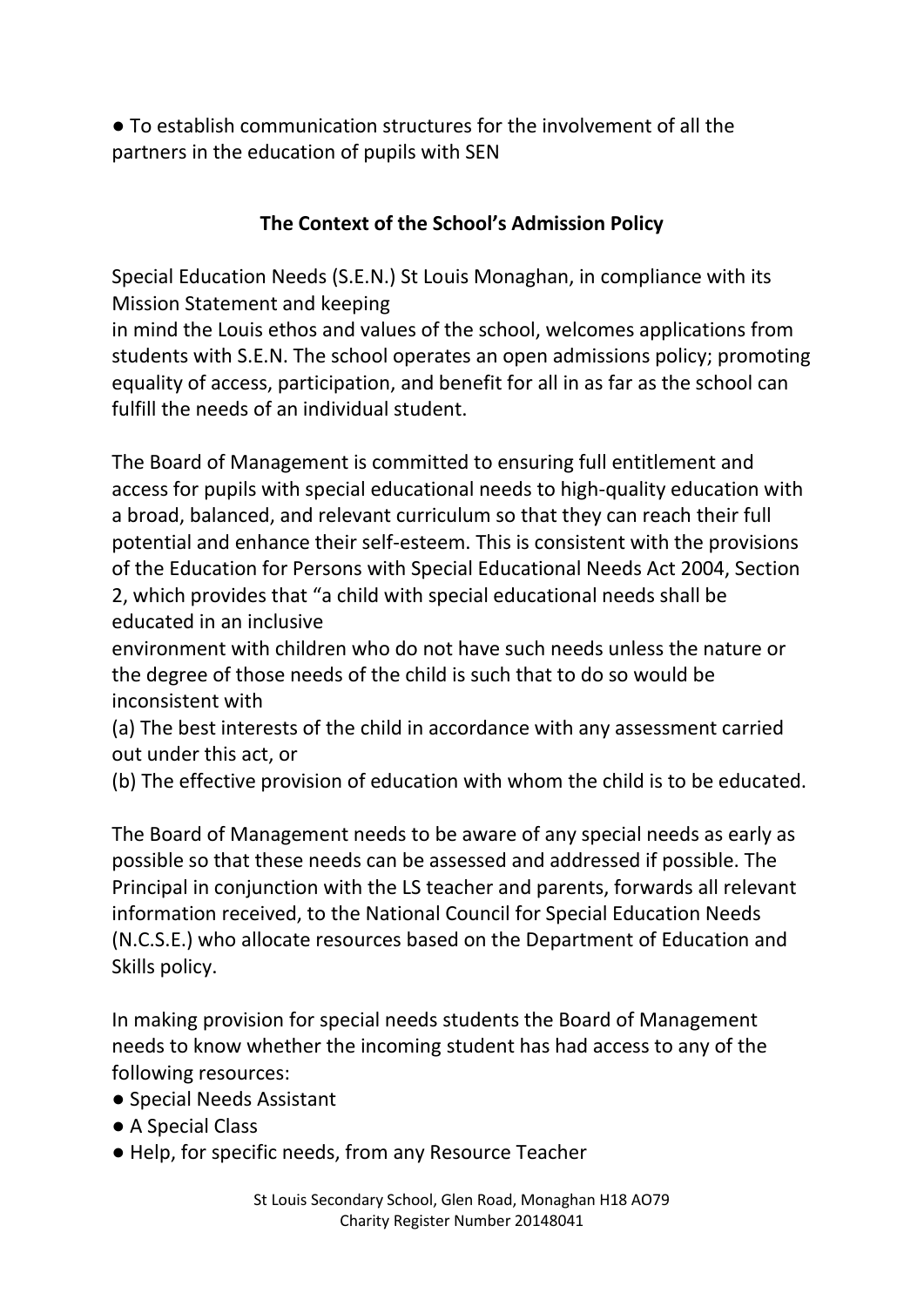- To establish communication structures for the involvement of all the partners in the education of pupils with SEN

## The Context of the School's Admission Policy

Special Education Needs (S.E.N.) St Louis Monaghan, in compliance with its Mission Statement and keeping in mind the Louis ethos and values of the school, welcomes applications from students with S.E.N. The school operates an open admissions policy; promoting equality of access, participation, and benefit for all in as far as the school can fulfill the needs of an individual student.

The Board of Management is committed to ensuring full entitlement and access for pupils with special educational needs to high-quality education with a broad, balanced, and relevant curriculum so that they can reach their full potential and enhance their self-esteem. This is consistent with the provisions of the Education for Persons with Special Educational Needs Act 2004, Section 2, which provides that "a child with special educational needs shall be educated in an inclusive environment with children who do not have such needs unless the nature or the degree of those needs of the child is such that to do so would be inconsistent with

(a) The best interests of the child in accordance with any assessment carried out under this act, or

(b) The effective provision of education with whom the child is to be educated.

The Board of Management needs to be aware of any special needs as early as possible so that these needs can be assessed and addressed if possible. The Principal in conjunction with the LS teacher and parents, forwards all relevant information received, to the National Council for Special Education Needs (N.C.S.E.) who allocate resources based on the Department of Education and Skills policy.

In making provision for special needs students the Board of Management needs to know whether the incoming student has had access to any of the following resources:

- Special Needs Assistant
- A Special Class
- Help, for specific needs, from any Resource Teacher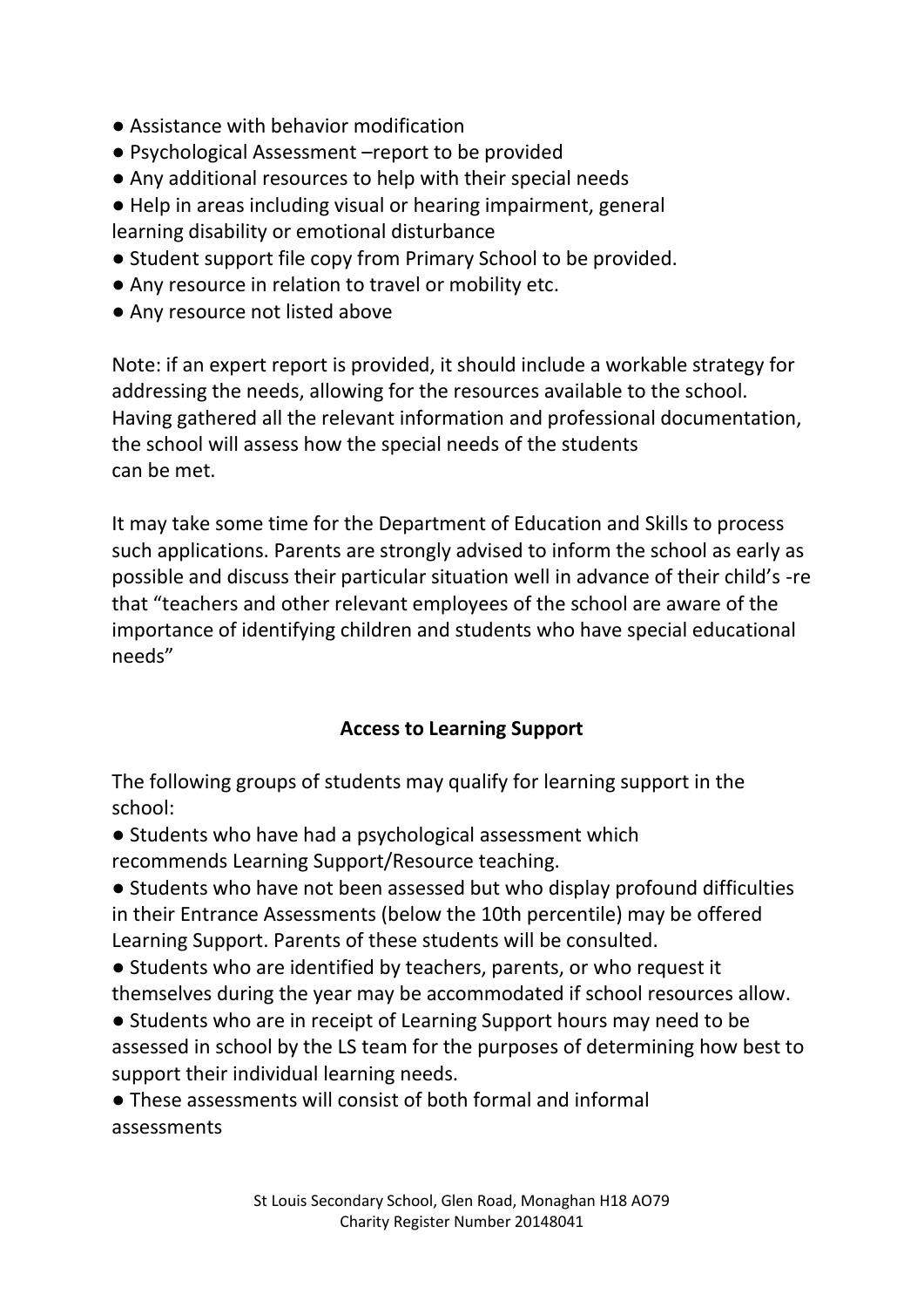- Assistance with behavior modification
- Psychological Assessment –report to be provided
- Any additional resources to help with their special needs
- Help in areas including visual or hearing impairment, general learning disability or emotional disturbance
- Student support file copy from Primary School to be provided.
- Any resource in relation to travel or mobility etc.
- Any resource not listed above

Note: if an expert report is provided, it should include a workable strategy for addressing the needs, allowing for the resources available to the school. Having gathered all the relevant information and professional documentation, the school will assess how the special needs of the students can be met.

It may take some time for the Department of Education and Skills to process such applications. Parents are strongly advised to inform the school as early as possible and discuss their particular situation well in advance of their child's -re that "teachers and other relevant employees of the school are aware of the importance of identifying children and students who have special educational needs"

## Access to Learning Support

The following groups of students may qualify for learning support in the school:

- Students who have had a psychological assessment which recommends Learning Support/Resource teaching.
- Students who have not been assessed but who display profound difficulties in their Entrance Assessments (below the 10th percentile) may be offered Learning Support. Parents of these students will be consulted.
- Students who are identified by teachers, parents, or who request it themselves during the year may be accommodated if school resources allow.
- Students who are in receipt of Learning Support hours may need to be assessed in school by the LS team for the purposes of determining how best to support their individual learning needs.
- These assessments will consist of both formal and informal assessments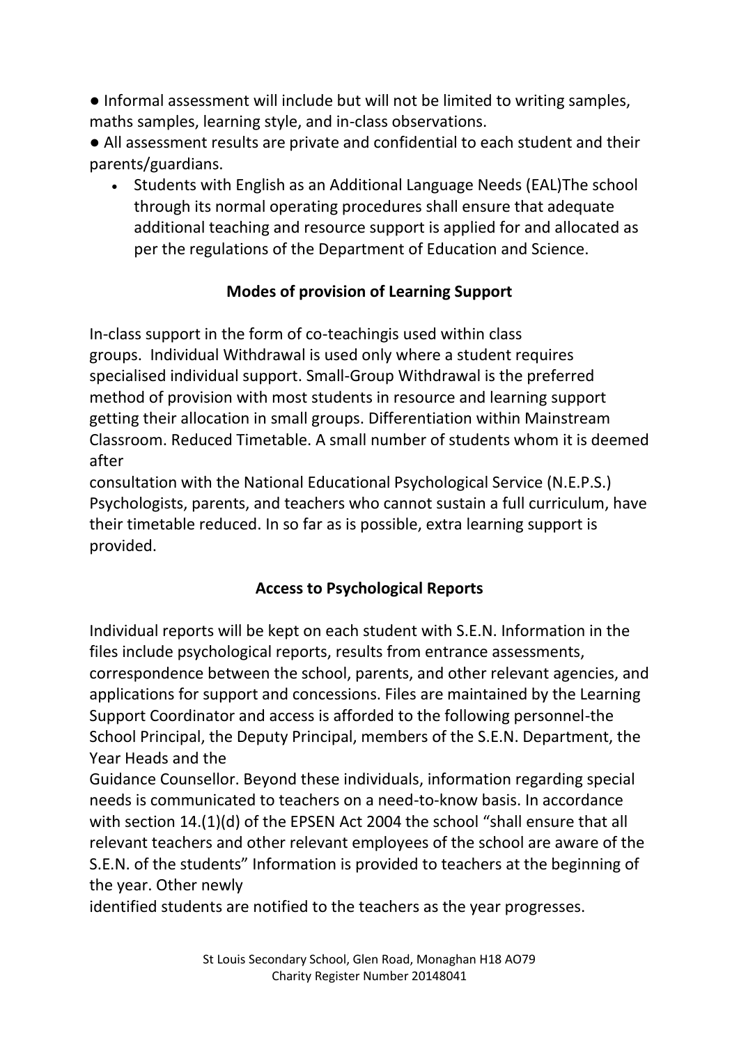● Informal assessment will include but will not be limited to writing samples, maths samples, learning style, and in-class observations.

● All assessment results are private and confidential to each student and their parents/guardians.

- Students with English as an Additional Language Needs (EAL)The school through its normal operating procedures shall ensure that adequate additional teaching and resource support is applied for and allocated as per the regulations of the Department of Education and Science.

## Modes of provision of Learning Support

In-class support in the form of co-teachingis used within class groups. Individual Withdrawal is used only where a student requires specialised individual support. Small-Group Withdrawal is the preferred method of provision with most students in resource and learning support getting their allocation in small groups. Differentiation within Mainstream Classroom. Reduced Timetable. A small number of students whom it is deemed after consultation with the National Educational Psychological Service (N.E.P.S.) Psychologists, parents, and teachers who cannot sustain a full curriculum, have their timetable reduced. In so far as is possible, extra learning support is provided.

## Access to Psychological Reports

Individual reports will be kept on each student with S.E.N. Information in the files include psychological reports, results from entrance assessments, correspondence between the school, parents, and other relevant agencies, and applications for support and concessions. Files are maintained by the Learning Support Coordinator and access is afforded to the following personnel-the School Principal, the Deputy Principal, members of the S.E.N. Department, the Year Heads and the Guidance Counsellor. Beyond these individuals, information regarding special needs is communicated to teachers on a need-to-know basis. In accordance with section 14.(1)(d) of the EPSEN Act 2004 the school "shall ensure that all relevant teachers and other relevant employees of the school are aware of the S.E.N. of the students" Information is provided to teachers at the beginning of the year. Other newly identified students are notified to the teachers as the year progresses.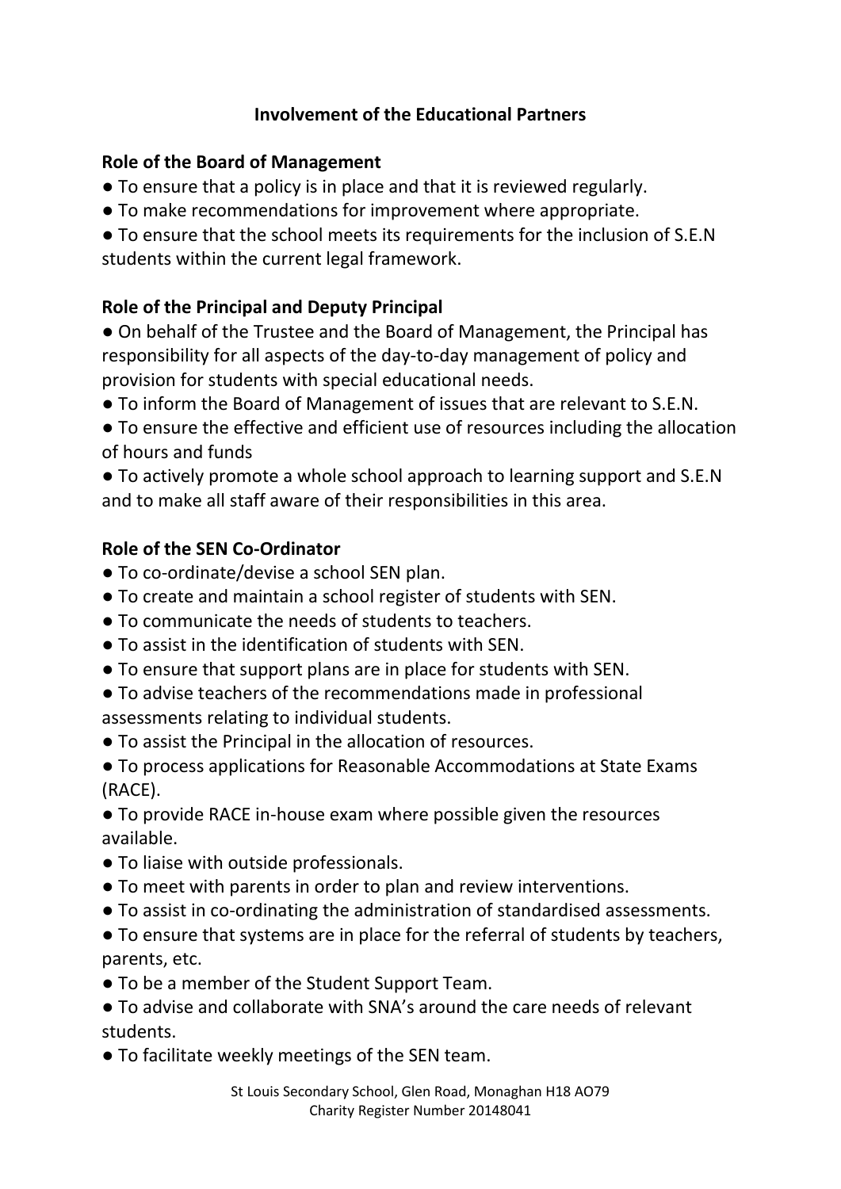## Involvement of the Educational Partners

### Role of the Board of Management

- To ensure that a policy is in place and that it is reviewed regularly.
- To make recommendations for improvement where appropriate.
- To ensure that the school meets its requirements for the inclusion of S.E.N students within the current legal framework.

### Role of the Principal and Deputy Principal

- On behalf of the Trustee and the Board of Management, the Principal has responsibility for all aspects of the day-to-day management of policy and provision for students with special educational needs.
- To inform the Board of Management of issues that are relevant to S.E.N.
- To ensure the effective and efficient use of resources including the allocation of hours and funds
- To actively promote a whole school approach to learning support and S.E.N and to make all staff aware of their responsibilities in this area.

### Role of the SEN Co-Ordinator

- To co-ordinate/devise a school SEN plan.
- To create and maintain a school register of students with SEN.
- To communicate the needs of students to teachers.
- To assist in the identification of students with SEN.
- To ensure that support plans are in place for students with SEN.
- To advise teachers of the recommendations made in professional assessments relating to individual students.
- To assist the Principal in the allocation of resources.
- To process applications for Reasonable Accommodations at State Exams (RACE).
- To provide RACE in-house exam where possible given the resources available.
- To liaise with outside professionals.
- To meet with parents in order to plan and review interventions.
- To assist in co-ordinating the administration of standardised assessments.
- To ensure that systems are in place for the referral of students by teachers, parents, etc.
- To be a member of the Student Support Team.
- To advise and collaborate with SNA's around the care needs of relevant students.
- To facilitate weekly meetings of the SEN team.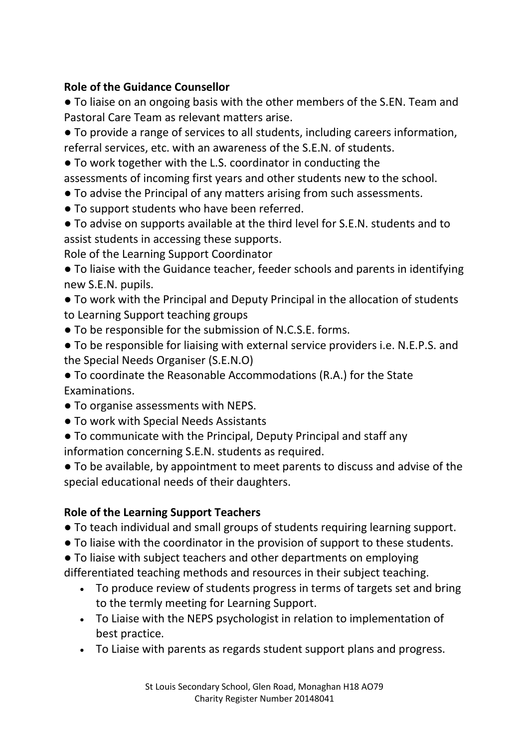**Role of the Guidance Counsellor**

- To liaise on an ongoing basis with the other members of the S.EN. Team and Pastoral Care Team as relevant matters arise.
- To provide a range of services to all students, including careers information, referral services, etc. with an awareness of the S.E.N. of students.
- To work together with the L.S. coordinator in conducting the assessments of incoming first years and other students new to the school.
- To advise the Principal of any matters arising from such assessments.
- To support students who have been referred.
- To advise on supports available at the third level for S.E.N. students and to assist students in accessing these supports.

Role of the Learning Support Coordinator

- To liaise with the Guidance teacher, feeder schools and parents in identifying new S.E.N. pupils.
- To work with the Principal and Deputy Principal in the allocation of students to Learning Support teaching groups
- To be responsible for the submission of N.C.S.E. forms.
- To be responsible for liaising with external service providers i.e. N.E.P.S. and the Special Needs Organiser (S.E.N.O)
- To coordinate the Reasonable Accommodations (R.A.) for the State Examinations.
- To organise assessments with NEPS.
- To work with Special Needs Assistants
- To communicate with the Principal, Deputy Principal and staff any information concerning S.E.N. students as required.
- To be available, by appointment to meet parents to discuss and advise of the special educational needs of their daughters.

**Role of the Learning Support Teachers**

- To teach individual and small groups of students requiring learning support.
- To liaise with the coordinator in the provision of support to these students.
- To liaise with subject teachers and other departments on employing differentiated teaching methods and resources in their subject teaching.
- To produce review of students progress in terms of targets set and bring to the termly meeting for Learning Support.
- To Liaise with the NEPS psychologist in relation to implementation of best practice.
- To Liaise with parents as regards student support plans and progress.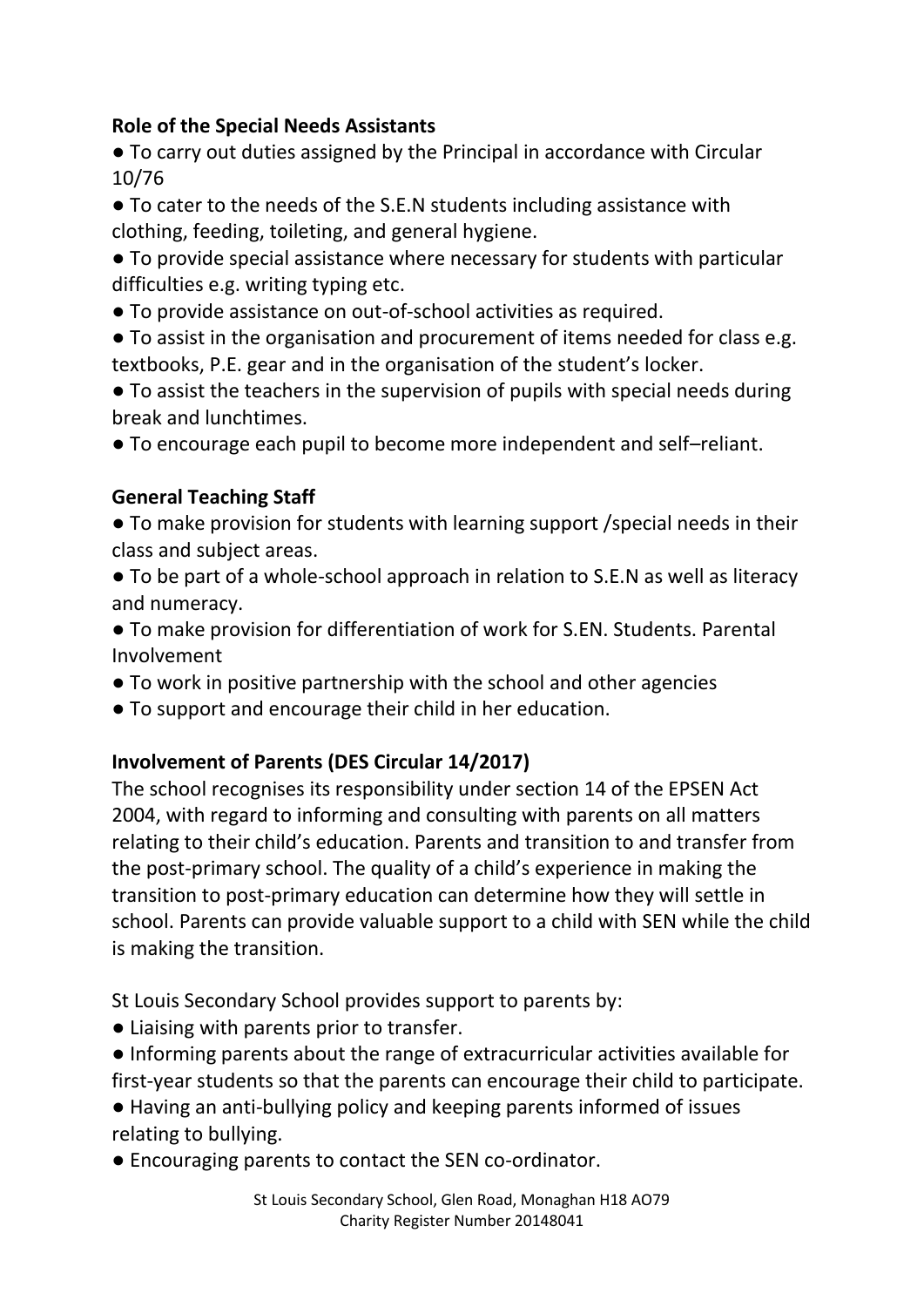**Role of the Special Needs Assistants**

- To carry out duties assigned by the Principal in accordance with Circular 10/76
- To cater to the needs of the S.E.N students including assistance with clothing, feeding, toileting, and general hygiene.
- To provide special assistance where necessary for students with particular difficulties e.g. writing typing etc.
- To provide assistance on out-of-school activities as required.
- To assist in the organisation and procurement of items needed for class e.g. textbooks, P.E. gear and in the organisation of the student's locker.
- To assist the teachers in the supervision of pupils with special needs during break and lunchtimes.
- To encourage each pupil to become more independent and self–reliant.

**General Teaching Staff**

- To make provision for students with learning support /special needs in their class and subject areas.
- To be part of a whole-school approach in relation to S.E.N as well as literacy and numeracy.
- To make provision for differentiation of work for S.EN. Students. Parental Involvement
- To work in positive partnership with the school and other agencies
- To support and encourage their child in her education.

**Involvement of Parents (DES Circular 14/2017)**

The school recognises its responsibility under section 14 of the EPSEN Act 2004, with regard to informing and consulting with parents on all matters relating to their child's education. Parents and transition to and transfer from the post-primary school. The quality of a child's experience in making the transition to post-primary education can determine how they will settle in school. Parents can provide valuable support to a child with SEN while the child is making the transition.

St Louis Secondary School provides support to parents by:

- Liaising with parents prior to transfer.
- Informing parents about the range of extracurricular activities available for first-year students so that the parents can encourage their child to participate.
- Having an anti-bullying policy and keeping parents informed of issues relating to bullying.
- Encouraging parents to contact the SEN co-ordinator.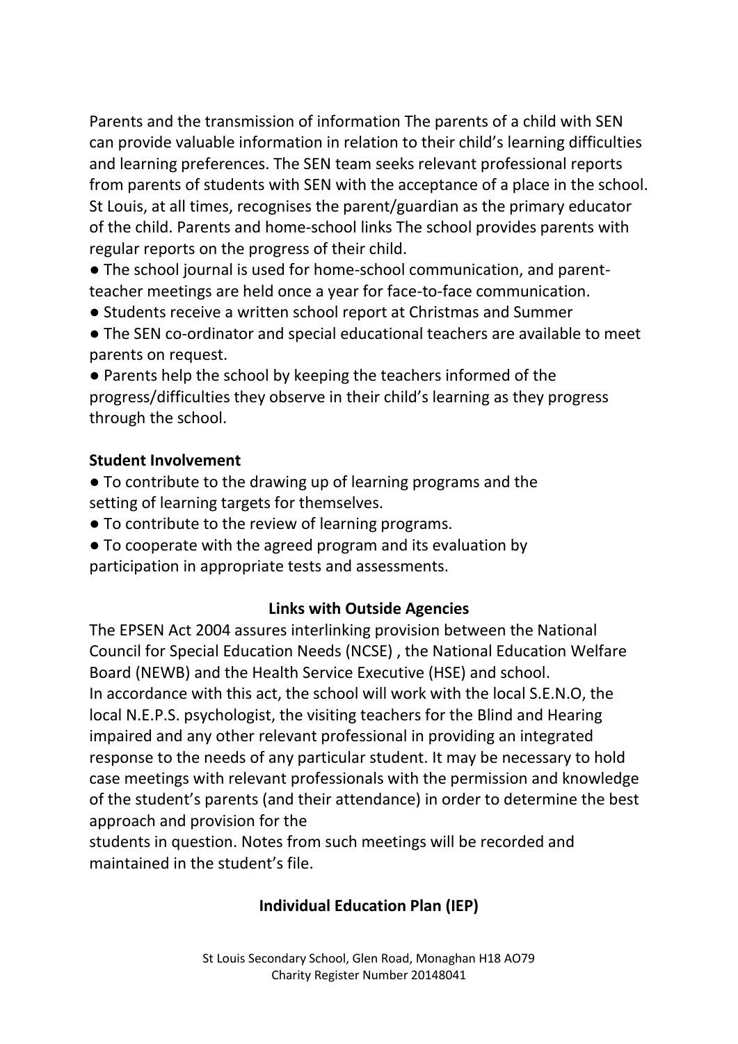Parents and the transmission of information The parents of a child with SEN can provide valuable information in relation to their child's learning difficulties and learning preferences. The SEN team seeks relevant professional reports from parents of students with SEN with the acceptance of a place in the school. St Louis, at all times, recognises the parent/guardian as the primary educator of the child. Parents and home-school links The school provides parents with regular reports on the progress of their child.

- The school journal is used for home-school communication, and parent-teacher meetings are held once a year for face-to-face communication.
- Students receive a written school report at Christmas and Summer
- The SEN co-ordinator and special educational teachers are available to meet parents on request.
- Parents help the school by keeping the teachers informed of the progress/difficulties they observe in their child's learning as they progress through the school.

**Student Involvement**

- To contribute to the drawing up of learning programs and the setting of learning targets for themselves.
- To contribute to the review of learning programs.
- To cooperate with the agreed program and its evaluation by participation in appropriate tests and assessments.

**Links with Outside Agencies**

The EPSEN Act 2004 assures interlinking provision between the National Council for Special Education Needs (NCSE) , the National Education Welfare Board (NEWB) and the Health Service Executive (HSE) and school.
In accordance with this act, the school will work with the local S.E.N.O, the local N.E.P.S. psychologist, the visiting teachers for the Blind and Hearing impaired and any other relevant professional in providing an integrated response to the needs of any particular student. It may be necessary to hold case meetings with relevant professionals with the permission and knowledge of the student's parents (and their attendance) in order to determine the best approach and provision for the students in question. Notes from such meetings will be recorded and maintained in the student's file.

**Individual Education Plan (IEP)**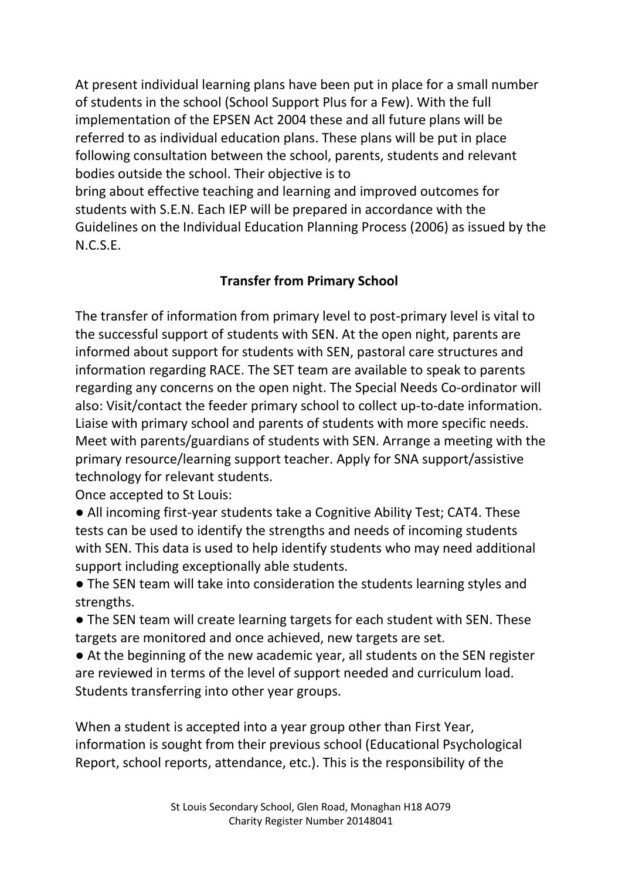At present individual learning plans have been put in place for a small number of students in the school (School Support Plus for a Few). With the full implementation of the EPSEN Act 2004 these and all future plans will be referred to as individual education plans. These plans will be put in place following consultation between the school, parents, students and relevant bodies outside the school. Their objective is to bring about effective teaching and learning and improved outcomes for students with S.E.N. Each IEP will be prepared in accordance with the Guidelines on the Individual Education Planning Process (2006) as issued by the N.C.S.E.

## Transfer from Primary School

The transfer of information from primary level to post-primary level is vital to the successful support of students with SEN. At the open night, parents are informed about support for students with SEN, pastoral care structures and information regarding RACE. The SET team are available to speak to parents regarding any concerns on the open night. The Special Needs Co-ordinator will also: Visit/contact the feeder primary school to collect up-to-date information. Liaise with primary school and parents of students with more specific needs. Meet with parents/guardians of students with SEN. Arrange a meeting with the primary resource/learning support teacher. Apply for SNA support/assistive technology for relevant students.

Once accepted to St Louis:

- All incoming first-year students take a Cognitive Ability Test; CAT4. These tests can be used to identify the strengths and needs of incoming students with SEN. This data is used to help identify students who may need additional support including exceptionally able students.
- The SEN team will take into consideration the students learning styles and strengths.
- The SEN team will create learning targets for each student with SEN. These targets are monitored and once achieved, new targets are set.
- At the beginning of the new academic year, all students on the SEN register are reviewed in terms of the level of support needed and curriculum load. Students transferring into other year groups.

When a student is accepted into a year group other than First Year, information is sought from their previous school (Educational Psychological Report, school reports, attendance, etc.). This is the responsibility of the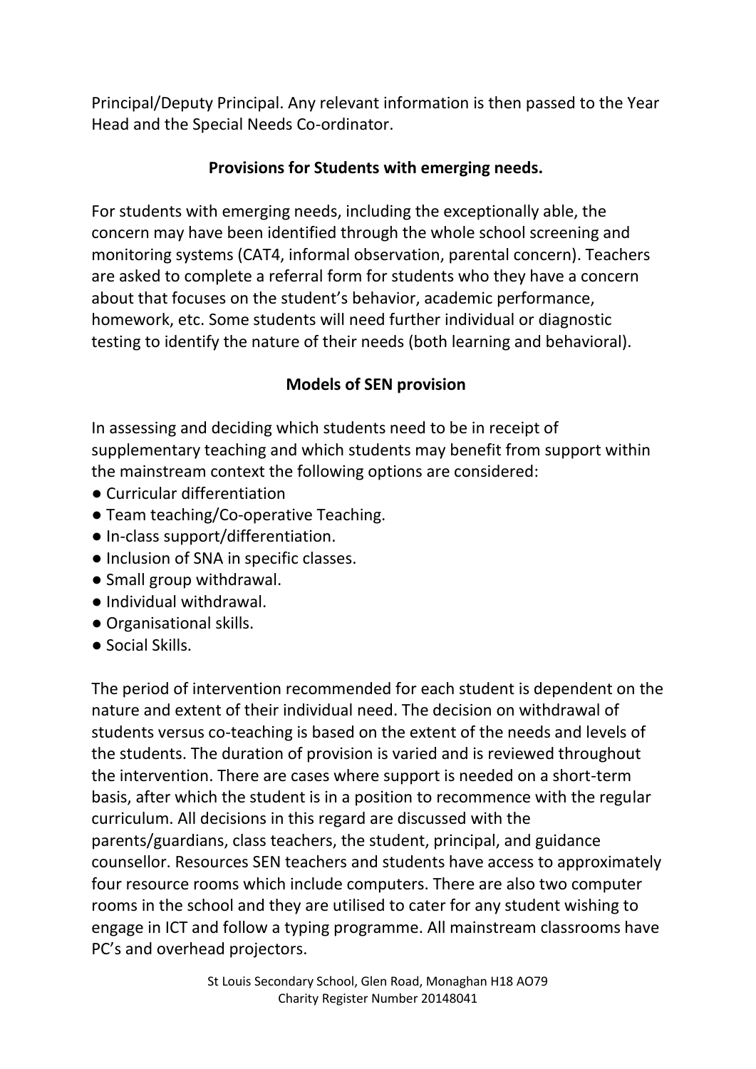Principal/Deputy Principal. Any relevant information is then passed to the Year Head and the Special Needs Co-ordinator.

**Provisions for Students with emerging needs.**

For students with emerging needs, including the exceptionally able, the concern may have been identified through the whole school screening and monitoring systems (CAT4, informal observation, parental concern). Teachers are asked to complete a referral form for students who they have a concern about that focuses on the student's behavior, academic performance, homework, etc. Some students will need further individual or diagnostic testing to identify the nature of their needs (both learning and behavioral).

**Models of SEN provision**

In assessing and deciding which students need to be in receipt of supplementary teaching and which students may benefit from support within the mainstream context the following options are considered:

- Curricular differentiation
- Team teaching/Co-operative Teaching.
- In-class support/differentiation.
- Inclusion of SNA in specific classes.
- Small group withdrawal.
- Individual withdrawal.
- Organisational skills.
- Social Skills.

The period of intervention recommended for each student is dependent on the nature and extent of their individual need. The decision on withdrawal of students versus co-teaching is based on the extent of the needs and levels of the students. The duration of provision is varied and is reviewed throughout the intervention. There are cases where support is needed on a short-term basis, after which the student is in a position to recommence with the regular curriculum. All decisions in this regard are discussed with the parents/guardians, class teachers, the student, principal, and guidance counsellor. Resources SEN teachers and students have access to approximately four resource rooms which include computers. There are also two computer rooms in the school and they are utilised to cater for any student wishing to engage in ICT and follow a typing programme. All mainstream classrooms have PC's and overhead projectors.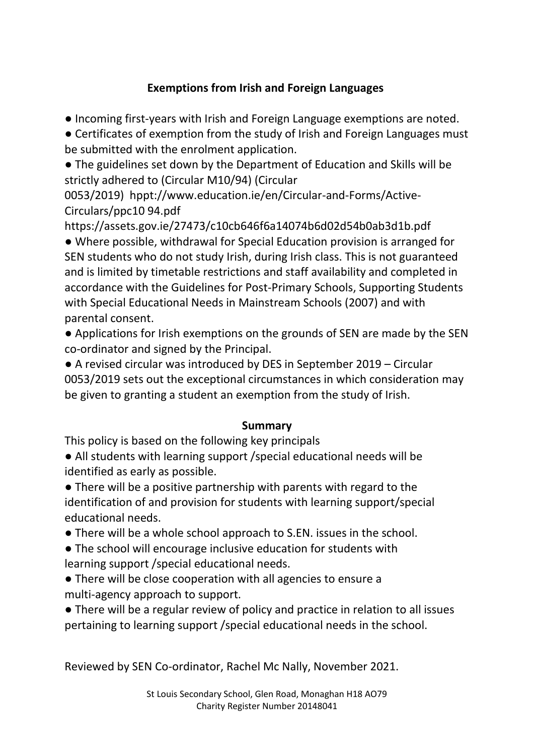## Exemptions from Irish and Foreign Languages

- Incoming first-years with Irish and Foreign Language exemptions are noted.
- Certificates of exemption from the study of Irish and Foreign Languages must be submitted with the enrolment application.
- The guidelines set down by the Department of Education and Skills will be strictly adhered to (Circular M10/94) (Circular 0053/2019) hppt://www.education.ie/en/Circular-and-Forms/Active-Circulars/ppc10 94.pdf https://assets.gov.ie/27473/c10cb646f6a14074b6d02d54b0ab3d1b.pdf
- Where possible, withdrawal for Special Education provision is arranged for SEN students who do not study Irish, during Irish class. This is not guaranteed and is limited by timetable restrictions and staff availability and completed in accordance with the Guidelines for Post-Primary Schools, Supporting Students with Special Educational Needs in Mainstream Schools (2007) and with parental consent.
- Applications for Irish exemptions on the grounds of SEN are made by the SEN co-ordinator and signed by the Principal.
- A revised circular was introduced by DES in September 2019 – Circular 0053/2019 sets out the exceptional circumstances in which consideration may be given to granting a student an exemption from the study of Irish.

## Summary

This policy is based on the following key principals

- All students with learning support /special educational needs will be identified as early as possible.
- There will be a positive partnership with parents with regard to the identification of and provision for students with learning support/special educational needs.
- There will be a whole school approach to S.EN. issues in the school.
- The school will encourage inclusive education for students with learning support /special educational needs.
- There will be close cooperation with all agencies to ensure a multi-agency approach to support.
- There will be a regular review of policy and practice in relation to all issues pertaining to learning support /special educational needs in the school.

Reviewed by SEN Co-ordinator, Rachel Mc Nally, November 2021.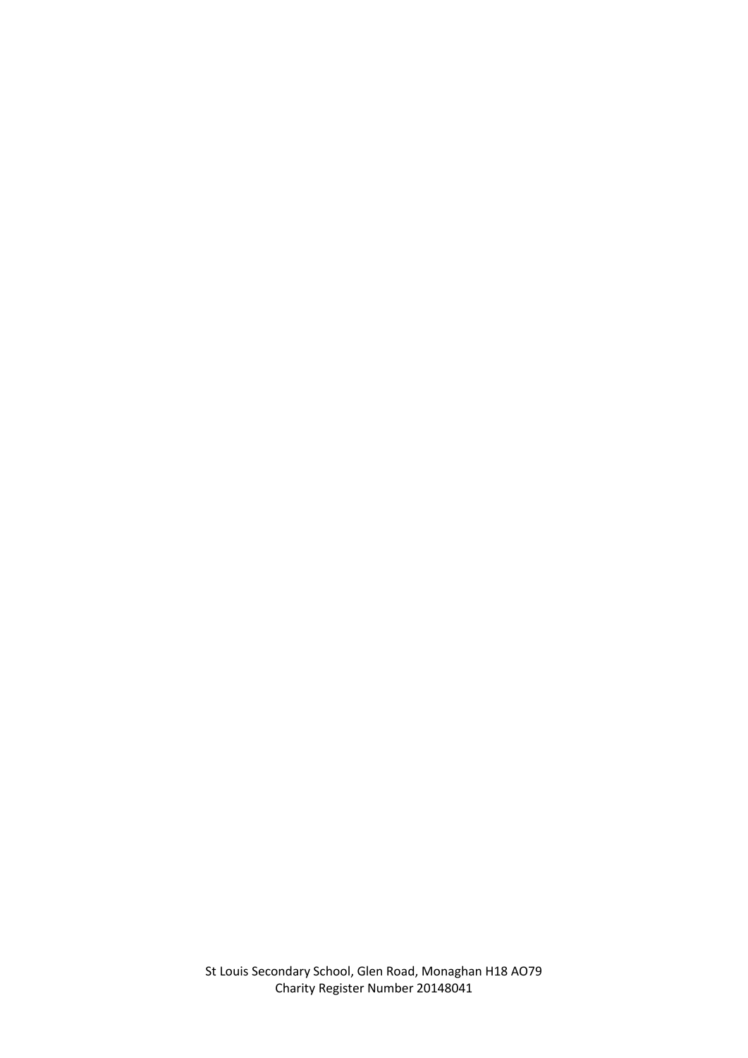St Louis Secondary School, Glen Road, Monaghan H18 AO79
Charity Register Number 20148041